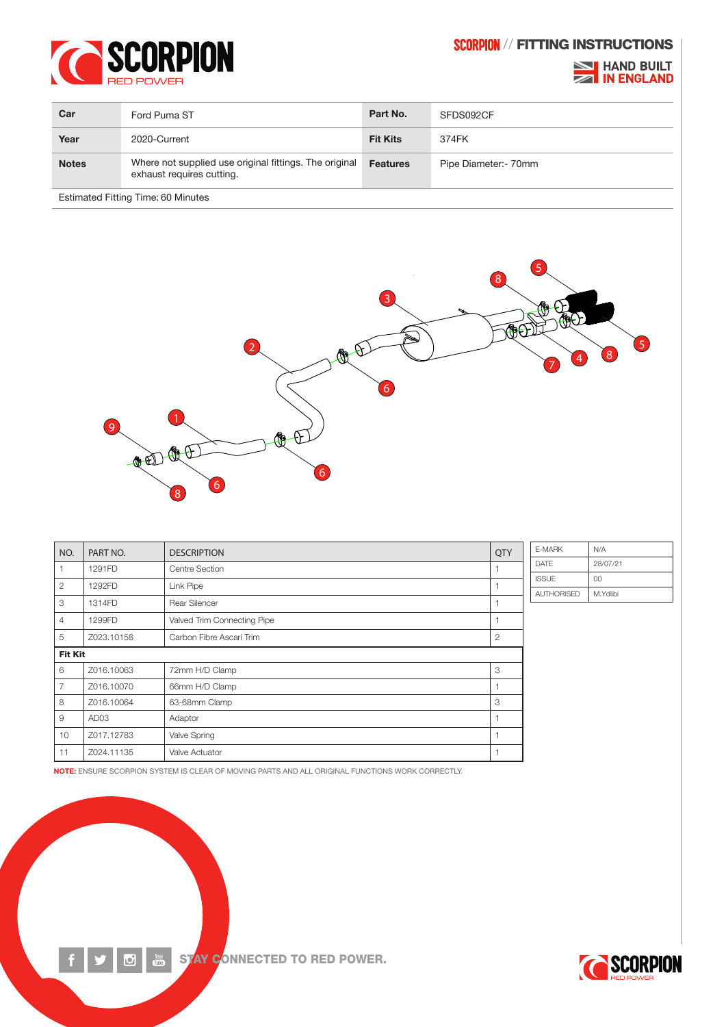# SCORPION // FITTING INSTRUCTIONS

HAND BUILT IN ENGLAND

| Car | Ford Puma ST | Part No. | SFDS092CF |
|---|---|---|---|
| Year | 2020-Current | Fit Kits | 374FK |
| Notes | Where not supplied use original fittings. The original exhaust requires cutting. | Features | Pipe Diameter:- 70mm |

Estimated Fitting Time: 60 Minutes

| NO. | PART NO. | DESCRIPTION | QTY |
|---|---|---|---|
| 1 | 1291FD | Centre Section | 1 |
| 2 | 1292FD | Link Pipe | 1 |
| 3 | 1314FD | Rear Silencer | 1 |
| 4 | 1299FD | Valved Trim Connecting Pipe | 1 |
| 5 | Z023.10158 | Carbon Fibre Ascari Trim | 2 |
| **Fit Kit** | | | |
| 6 | Z016.10063 | 72mm H/D Clamp | 3 |
| 7 | Z016.10070 | 66mm H/D Clamp | 1 |
| 8 | Z016.10064 | 63-68mm Clamp | 3 |
| 9 | AD03 | Adaptor | 1 |
| 10 | Z017.12783 | Valve Spring | 1 |
| 11 | Z024.11135 | Valve Actuator | 1 |

| E-MARK | N/A |
|---|---|
| DATE | 28/07/21 |
| ISSUE | 00 |
| AUTHORISED | M.Ydlibi |

**NOTE:** ENSURE SCORPION SYSTEM IS CLEAR OF MOVING PARTS AND ALL ORIGINAL FUNCTIONS WORK CORRECTLY.

STAY CONNECTED TO RED POWER.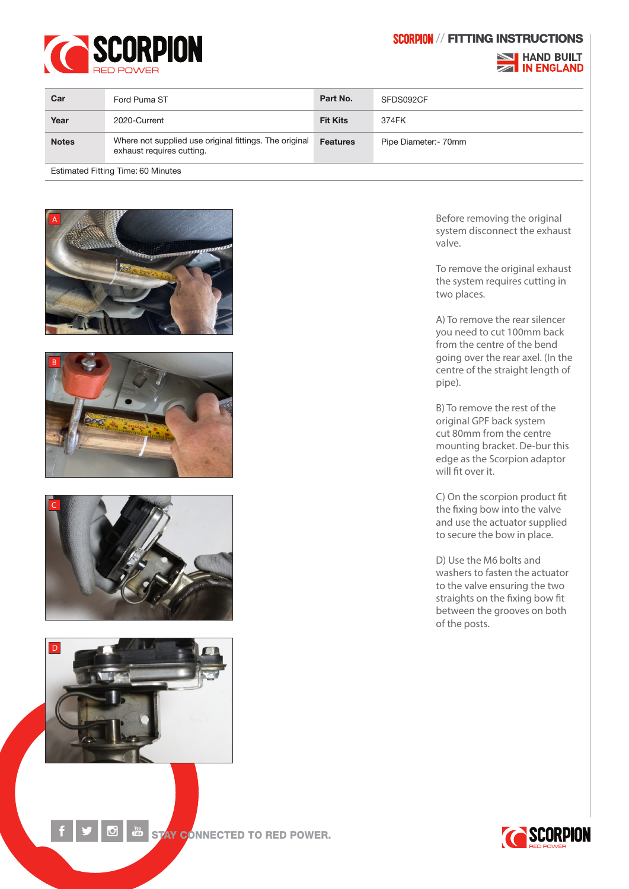**SCORPION** // **FITTING INSTRUCTIONS**

HAND BUILT IN ENGLAND

| | | | |
|---|---|---|---|
| **Car** | Ford Puma ST | **Part No.** | SFDS092CF |
| **Year** | 2020-Current | **Fit Kits** | 374FK |
| **Notes** | Where not supplied use original fittings. The original exhaust requires cutting. | **Features** | Pipe Diameter:- 70mm |

Estimated Fitting Time: 60 Minutes

Before removing the original system disconnect the exhaust valve.

To remove the original exhaust the system requires cutting in two places.

A) To remove the rear silencer you need to cut 100mm back from the centre of the bend going over the rear axel. (In the centre of the straight length of pipe).

B) To remove the rest of the original GPF back system cut 80mm from the centre mounting bracket. De-bur this edge as the Scorpion adaptor will fit over it.

C) On the scorpion product fit the fixing bow into the valve and use the actuator supplied to secure the bow in place.

D) Use the M6 bolts and washers to fasten the actuator to the valve ensuring the two straights on the fixing bow fit between the grooves on both of the posts.

STAY CONNECTED TO RED POWER.